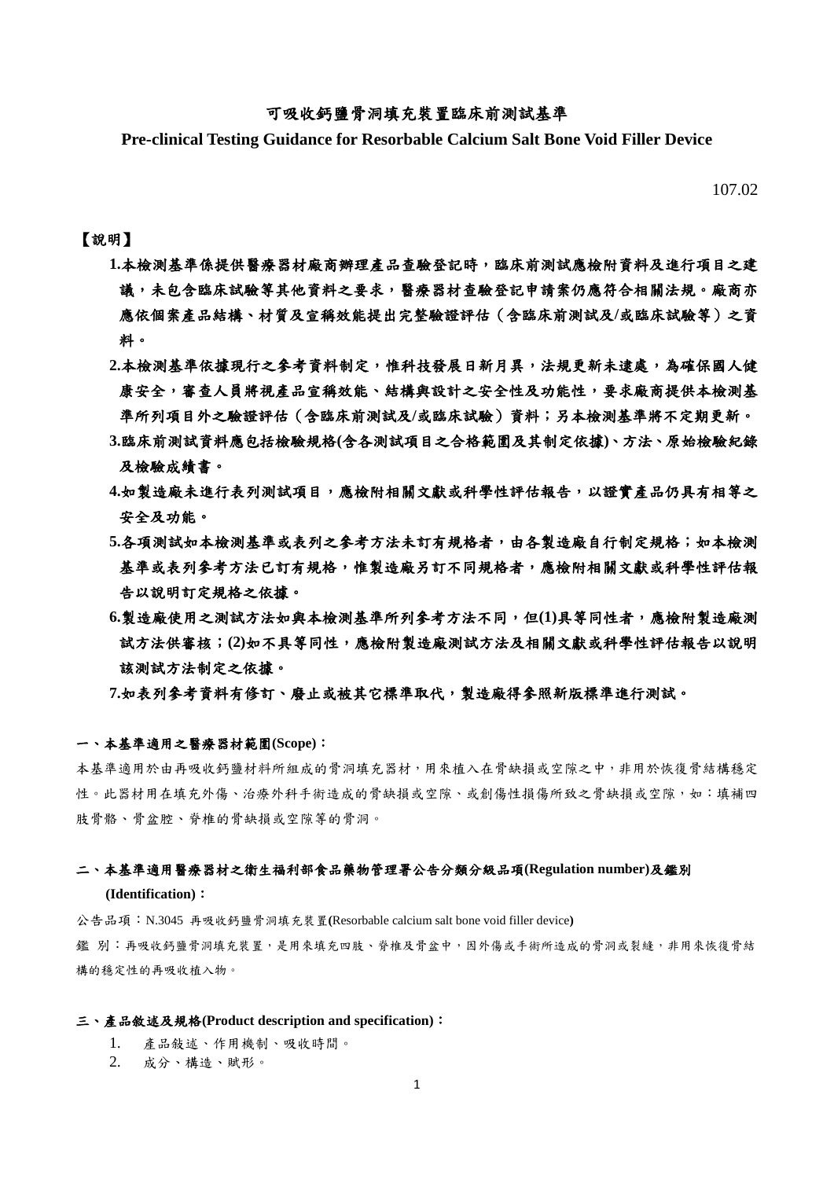# 可吸收鈣鹽骨洞填充裝置臨床前測試基準

**Pre-clinical Testing Guidance for Resorbable Calcium Salt Bone Void Filler Device**

107.02

【說明】

**1.本檢測基準係提供醫療器材廠商辦理產品查驗登記時，臨床前測試應檢附資料及進行項目之建議，未包含臨床試驗等其他資料之要求，醫療器材查驗登記申請案仍應符合相關法規。廠商亦應依個案產品結構、材質及宣稱效能提出完整驗證評估（含臨床前測試及/或臨床試驗等）之資料。**

**2.本檢測基準依據現行之參考資料制定，惟科技發展日新月異，法規更新未逮處，為確保國人健康安全，審查人員將視產品宣稱效能、結構與設計之安全性及功能性，要求廠商提供本檢測基準所列項目外之驗證評估（含臨床前測試及/或臨床試驗）資料；另本檢測基準將不定期更新。**

**3.臨床前測試資料應包括檢驗規格(含各測試項目之合格範圍及其制定依據)、方法、原始檢驗紀錄及檢驗成績書。**

**4.如製造廠未進行表列測試項目，應檢附相關文獻或科學性評估報告，以證實產品仍具有相等之安全及功能。**

**5.各項測試如本檢測基準或表列之參考方法未訂有規格者，由各製造廠自行制定規格；如本檢測基準或表列參考方法已訂有規格，惟製造廠另訂不同規格者，應檢附相關文獻或科學性評估報告以說明訂定規格之依據。**

**6.製造廠使用之測試方法如與本檢測基準所列參考方法不同，但(1)具等同性者，應檢附製造廠測試方法供審核；(2)如不具等同性，應檢附製造廠測試方法及相關文獻或科學性評估報告以說明該測試方法制定之依據。**

**7.如表列參考資料有修訂、廢止或被其它標準取代，製造廠得參照新版標準進行測試。**

## 一、本基準適用之醫療器材範圍(Scope)：

本基準適用於由再吸收鈣鹽材料所組成的骨洞填充器材，用來植入在骨缺損或空隙之中，非用於恢復骨結構穩定性。此器材用在填充外傷、治療外科手術造成的骨缺損或空隙、或創傷性損傷所致之骨缺損或空隙，如：填補四肢骨骼、骨盆腔、脊椎的骨缺損或空隙等的骨洞。

## 二、本基準適用醫療器材之衛生福利部食品藥物管理署公告分類分級品項(Regulation number)及鑑別(Identification)：

公告品項：N.3045 再吸收鈣鹽骨洞填充裝置(Resorbable calcium salt bone void filler device)

鑑 別：再吸收鈣鹽骨洞填充裝置，是用來填充四肢、脊椎及骨盆中，因外傷或手術所造成的骨洞或裂縫，非用來恢復骨結構的穩定性的再吸收植入物。

## 三、產品敘述及規格(Product description and specification)：

1. 產品敍述、作用機制、吸收時間。
2. 成分、構造、賦形。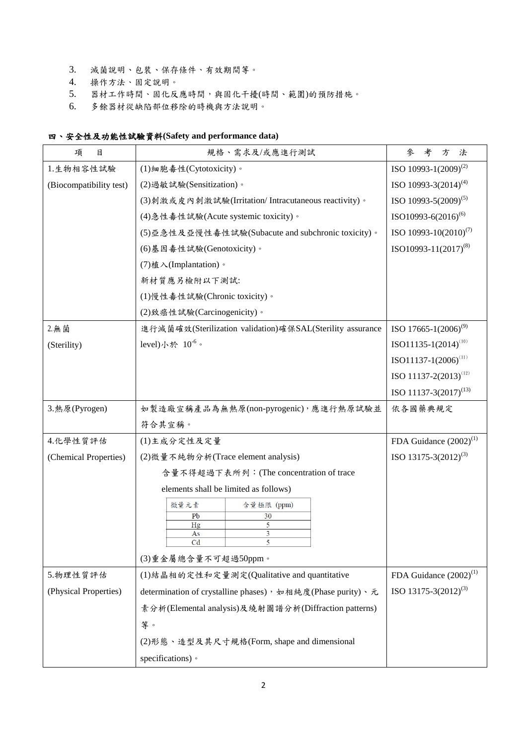3. 滅菌說明、包裝、保存條件、有效期間等。
4. 操作方法、固定說明。
5. 器材工作時間、固化反應時間，與固化干擾(時間、範圍)的預防措施。
6. 多餘器材從缺陷部位移除的時機與方法說明。

**四、安全性及功能性試驗資料(Safety and performance data)**

| 項　目 | 規格、需求及/或應進行測試 | 參　考　方　法 |
|---|---|---|
| 1.生物相容性試驗<br>(Biocompatibility test) | (1)細胞毒性(Cytotoxicity)。<br>(2)過敏試驗(Sensitization)。<br>(3)刺激或皮內刺激試驗(Irritation/ Intracutaneous reactivity)。<br>(4)急性毒性試驗(Acute systemic toxicity)。<br>(5)亞急性及亞慢性毒性試驗(Subacute and subchronic toxicity)。<br>(6)基因毒性試驗(Genotoxicity)。<br>(7)植入(Implantation)。<br>新材質應另檢附以下測試:<br>(1)慢性毒性試驗(Chronic toxicity)。<br>(2)致癌性試驗(Carcinogenicity)。 | ISO 10993-1(2009)[2]<br>ISO 10993-3(2014)[4]<br>ISO 10993-5(2009)[5]<br>ISO10993-6(2016)[6]<br>ISO 10993-10(2010)[7]<br>ISO10993-11(2017)[8] |
| 2.無菌<br>(Sterility) | 進行滅菌確效(Sterilization validation)確保SAL(Sterility assurance level)小於 $10^{-6}$。 | ISO 17665-1(2006)[9]<br>ISO11135-1(2014)[10]<br>ISO11137-1(2006)[11]<br>ISO 11137-2(2013)[12]<br>ISO 11137-3(2017)[13] |
| 3.熱原(Pyrogen) | 如製造廠宣稱產品為無熱原(non-pyrogenic)，應進行熱原試驗並符合其宣稱。 | 依各國藥典規定 |
| 4.化學性質評估<br>(Chemical Properties) | (1)主成分定性及定量<br>(2)微量不純物分析(Trace element analysis)<br>含量不得超過下表所列：(The concentration of trace elements shall be limited as follows)<br>微量元素 / 含量極限 (ppm)：Pb 30；Hg 5；As 3；Cd 5<br>(3)重金屬總含量不可超過50ppm。 | FDA Guidance (2002)[1]<br>ISO 13175-3(2012)[3] |
| 5.物理性質評估<br>(Physical Properties) | (1)結晶相的定性和定量測定(Qualitative and quantitative determination of crystalline phases)，如相純度(Phase purity)、元素分析(Elemental analysis)及繞射圖譜分析(Diffraction patterns)等。<br>(2)形態、造型及其尺寸規格(Form, shape and dimensional specifications)。 | FDA Guidance (2002)[1]<br>ISO 13175-3(2012)[3] |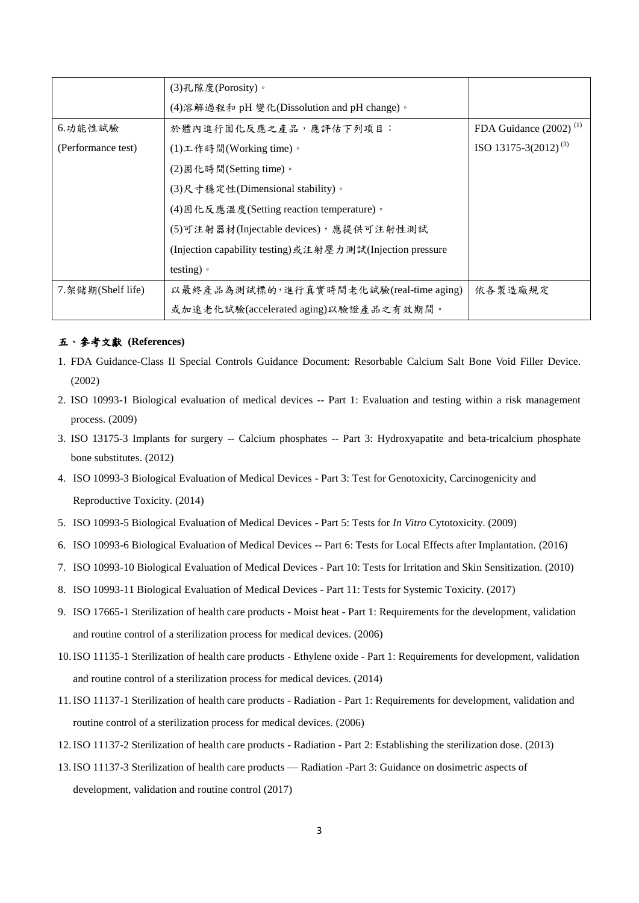| | | |
|---|---|---|
| | (3)孔隙度(Porosity)。<br>(4)溶解過程和 pH 變化(Dissolution and pH change)。 | |
| 6.功能性試驗<br>(Performance test) | 於體內進行固化反應之產品，應評估下列項目：<br>(1)工作時間(Working time)。<br>(2)固化時間(Setting time)。<br>(3)尺寸穩定性(Dimensional stability)。<br>(4)固化反應溫度(Setting reaction temperature)。<br>(5)可注射器材(Injectable devices)，應提供可注射性測試(Injection capability testing)或注射壓力測試(Injection pressure testing)。 | FDA Guidance (2002) (1)<br>ISO 13175-3(2012) (3) |
| 7.架儲期(Shelf life) | 以最終產品為測試標的，進行真實時間老化試驗(real-time aging)或加速老化試驗(accelerated aging)以驗證產品之有效期間。 | 依各製造廠規定 |

## 五、參考文獻 (References)

1. FDA Guidance-Class II Special Controls Guidance Document: Resorbable Calcium Salt Bone Void Filler Device. (2002)
2. ISO 10993-1 Biological evaluation of medical devices -- Part 1: Evaluation and testing within a risk management process. (2009)
3. ISO 13175-3 Implants for surgery -- Calcium phosphates -- Part 3: Hydroxyapatite and beta-tricalcium phosphate bone substitutes. (2012)
4. ISO 10993-3 Biological Evaluation of Medical Devices - Part 3: Test for Genotoxicity, Carcinogenicity and Reproductive Toxicity. (2014)
5. ISO 10993-5 Biological Evaluation of Medical Devices - Part 5: Tests for *In Vitro* Cytotoxicity. (2009)
6. ISO 10993-6 Biological Evaluation of Medical Devices -- Part 6: Tests for Local Effects after Implantation. (2016)
7. ISO 10993-10 Biological Evaluation of Medical Devices - Part 10: Tests for Irritation and Skin Sensitization. (2010)
8. ISO 10993-11 Biological Evaluation of Medical Devices - Part 11: Tests for Systemic Toxicity. (2017)
9. ISO 17665-1 Sterilization of health care products - Moist heat - Part 1: Requirements for the development, validation and routine control of a sterilization process for medical devices. (2006)
10. ISO 11135-1 Sterilization of health care products - Ethylene oxide - Part 1: Requirements for development, validation and routine control of a sterilization process for medical devices. (2014)
11. ISO 11137-1 Sterilization of health care products - Radiation - Part 1: Requirements for development, validation and routine control of a sterilization process for medical devices. (2006)
12. ISO 11137-2 Sterilization of health care products - Radiation - Part 2: Establishing the sterilization dose. (2013)
13. ISO 11137-3 Sterilization of health care products — Radiation -Part 3: Guidance on dosimetric aspects of development, validation and routine control (2017)